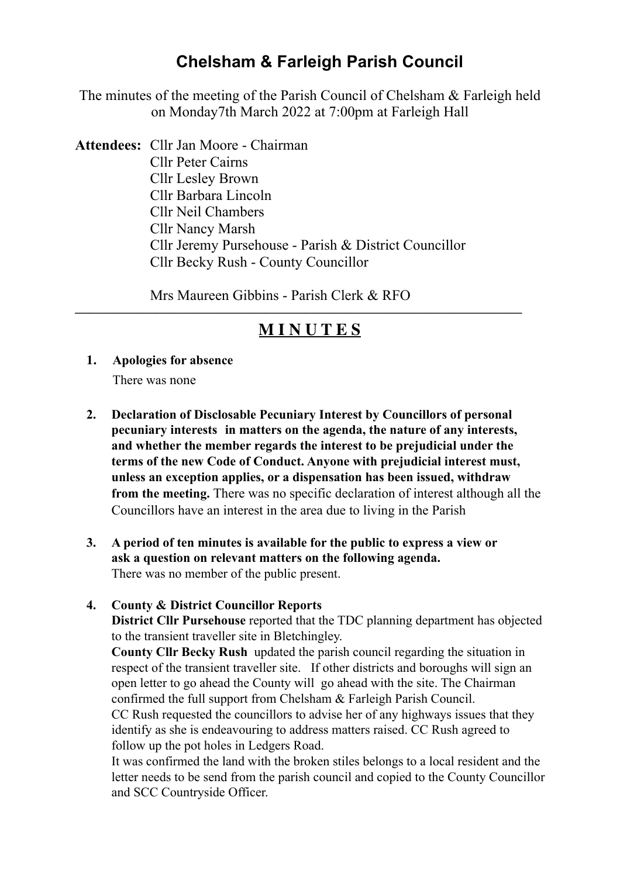# Chelsham & Farleigh Parish Council

The minutes of the meeting of the Parish Council of Chelsham & Farleigh held on Monday7th March 2022 at 7:00pm at Farleigh Hall

**Attendees:** Cllr Jan Moore - Chairman
Cllr Peter Cairns
Cllr Lesley Brown
Cllr Barbara Lincoln
Cllr Neil Chambers
Cllr Nancy Marsh
Cllr Jeremy Pursehouse - Parish & District Councillor
Cllr Becky Rush - County Councillor

Mrs Maureen Gibbins - Parish Clerk & RFO

---

## M I N U T E S

1. **Apologies for absence**
   There was none

2. **Declaration of Disclosable Pecuniary Interest by Councillors of personal pecuniary interests in matters on the agenda, the nature of any interests, and whether the member regards the interest to be prejudicial under the terms of the new Code of Conduct. Anyone with prejudicial interest must, unless an exception applies, or a dispensation has been issued, withdraw from the meeting.** There was no specific declaration of interest although all the Councillors have an interest in the area due to living in the Parish

3. **A period of ten minutes is available for the public to express a view or ask a question on relevant matters on the following agenda.**
   There was no member of the public present.

4. **County & District Councillor Reports**
   **District Cllr Pursehouse** reported that the TDC planning department has objected to the transient traveller site in Bletchingley.
   **County Cllr Becky Rush** updated the parish council regarding the situation in respect of the transient traveller site. If other districts and boroughs will sign an open letter to go ahead the County will go ahead with the site. The Chairman confirmed the full support from Chelsham & Farleigh Parish Council.
   CC Rush requested the councillors to advise her of any highways issues that they identify as she is endeavouring to address matters raised. CC Rush agreed to follow up the pot holes in Ledgers Road.
   It was confirmed the land with the broken stiles belongs to a local resident and the letter needs to be send from the parish council and copied to the County Councillor and SCC Countryside Officer.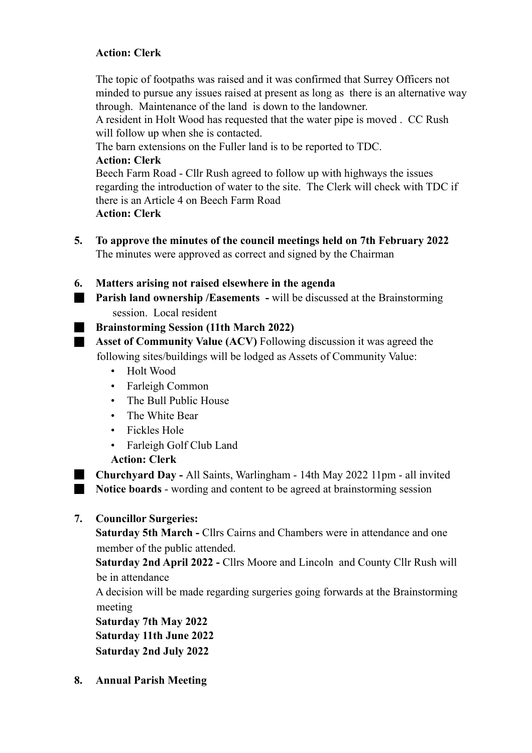**Action: Clerk**

The topic of footpaths was raised and it was confirmed that Surrey Officers not minded to pursue any issues raised at present as long as there is an alternative way through. Maintenance of the land is down to the landowner.
A resident in Holt Wood has requested that the water pipe is moved . CC Rush will follow up when she is contacted.
The barn extensions on the Fuller land is to be reported to TDC.
**Action: Clerk**
Beech Farm Road - Cllr Rush agreed to follow up with highways the issues regarding the introduction of water to the site. The Clerk will check with TDC if there is an Article 4 on Beech Farm Road
**Action: Clerk**

5. **To approve the minutes of the council meetings held on 7th February 2022**
   The minutes were approved as correct and signed by the Chairman

6. **Matters arising not raised elsewhere in the agenda**

- **Parish land ownership /Easements -** will be discussed at the Brainstorming session. Local resident
- **Brainstorming Session (11th March 2022)**
- **Asset of Community Value (ACV)** Following discussion it was agreed the following sites/buildings will be lodged as Assets of Community Value:
  - Holt Wood
  - Farleigh Common
  - The Bull Public House
  - The White Bear
  - Fickles Hole
  - Farleigh Golf Club Land

  **Action: Clerk**
- **Churchyard Day -** All Saints, Warlingham - 14th May 2022 11pm - all invited
- **Notice boards** - wording and content to be agreed at brainstorming session

7. **Councillor Surgeries:**
   **Saturday 5th March -** Cllrs Cairns and Chambers were in attendance and one member of the public attended.
   **Saturday 2nd April 2022 -** Cllrs Moore and Lincoln and County Cllr Rush will be in attendance
   A decision will be made regarding surgeries going forwards at the Brainstorming meeting
   **Saturday 7th May 2022**
   **Saturday 11th June 2022**
   **Saturday 2nd July 2022**

8. **Annual Parish Meeting**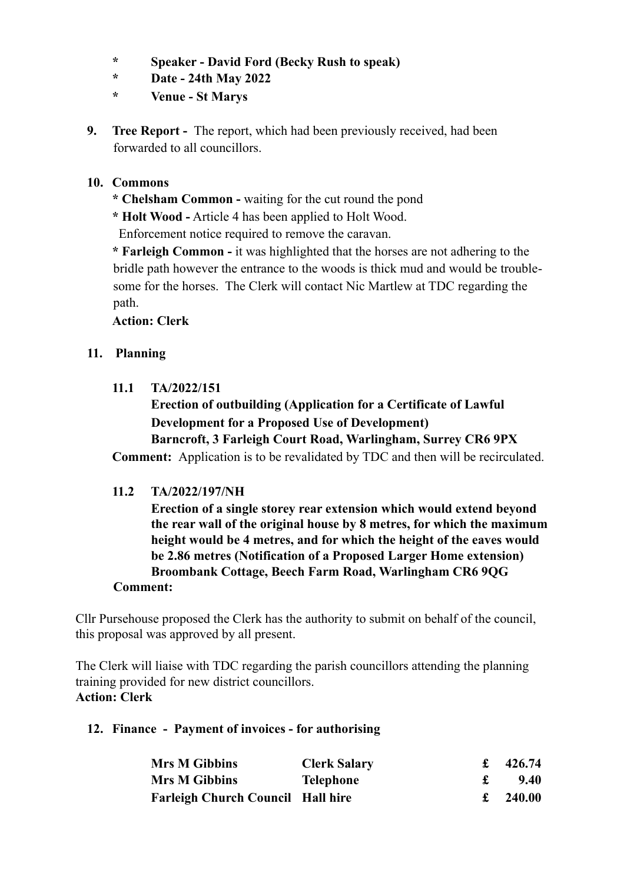- **Speaker - David Ford (Becky Rush to speak)**
- **Date - 24th May 2022**
- **Venue - St Marys**

**9. Tree Report -** The report, which had been previously received, had been forwarded to all councillors.

**10. Commons**

* **Chelsham Common -** waiting for the cut round the pond
* **Holt Wood -** Article 4 has been applied to Holt Wood. Enforcement notice required to remove the caravan.
* **Farleigh Common -** it was highlighted that the horses are not adhering to the bridle path however the entrance to the woods is thick mud and would be troublesome for the horses. The Clerk will contact Nic Martlew at TDC regarding the path.

**Action: Clerk**

**11. Planning**

**11.1 TA/2022/151**
**Erection of outbuilding (Application for a Certificate of Lawful Development for a Proposed Use of Development)**
**Barncroft, 3 Farleigh Court Road, Warlingham, Surrey CR6 9PX**

**Comment:** Application is to be revalidated by TDC and then will be recirculated.

**11.2 TA/2022/197/NH**
**Erection of a single storey rear extension which would extend beyond the rear wall of the original house by 8 metres, for which the maximum height would be 4 metres, and for which the height of the eaves would be 2.86 metres (Notification of a Proposed Larger Home extension)**
**Broombank Cottage, Beech Farm Road, Warlingham CR6 9QG**

**Comment:**

Cllr Pursehouse proposed the Clerk has the authority to submit on behalf of the council, this proposal was approved by all present.

The Clerk will liaise with TDC regarding the parish councillors attending the planning training provided for new district councillors.
**Action: Clerk**

**12. Finance - Payment of invoices - for authorising**

| | | |
|---|---|---|
| **Mrs M Gibbins** | **Clerk Salary** | **£ 426.74** |
| **Mrs M Gibbins** | **Telephone** | **£ 9.40** |
| **Farleigh Church Council** | **Hall hire** | **£ 240.00** |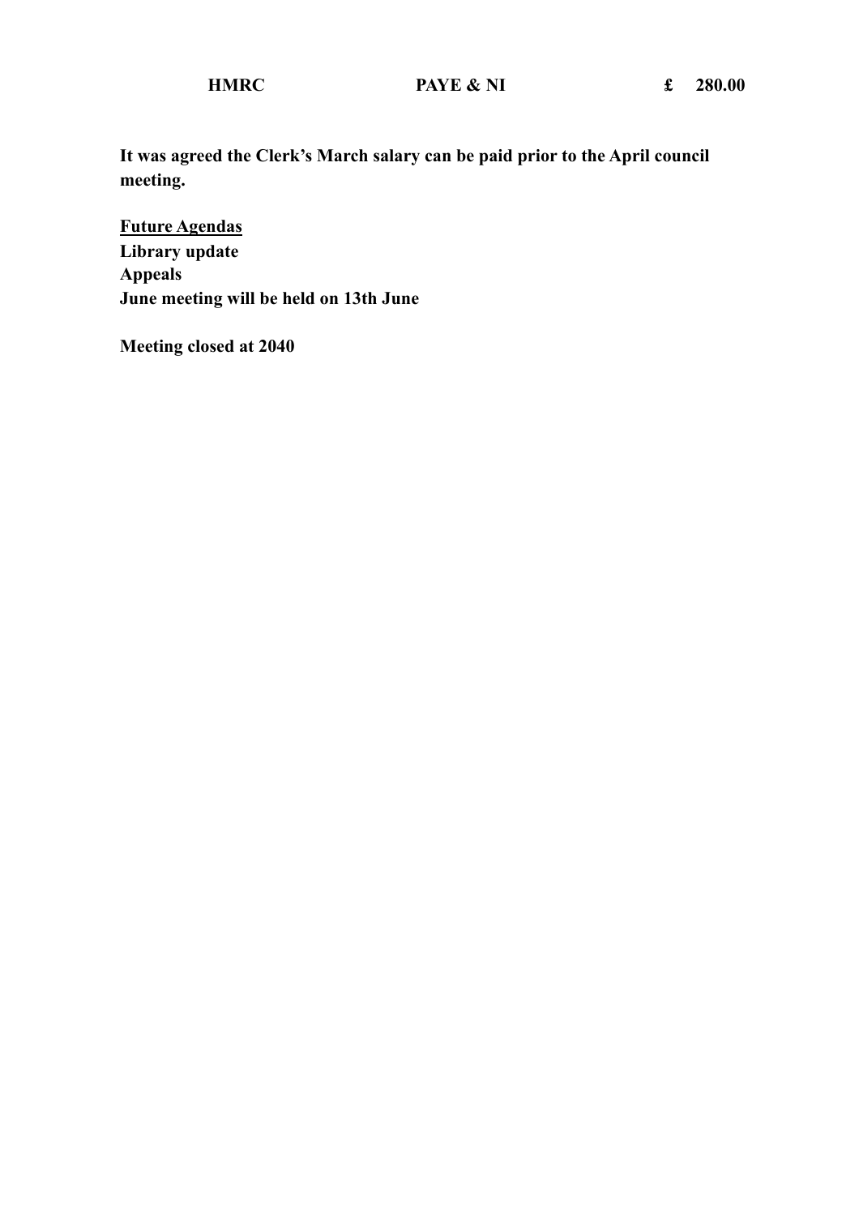| | | | |
|---|---|---|---|
| **HMRC** | **PAYE & NI** | **£** | **280.00** |

**It was agreed the Clerk's March salary can be paid prior to the April council meeting.**

**Future Agendas**
**Library update**
**Appeals**
**June meeting will be held on 13th June**

**Meeting closed at 2040**